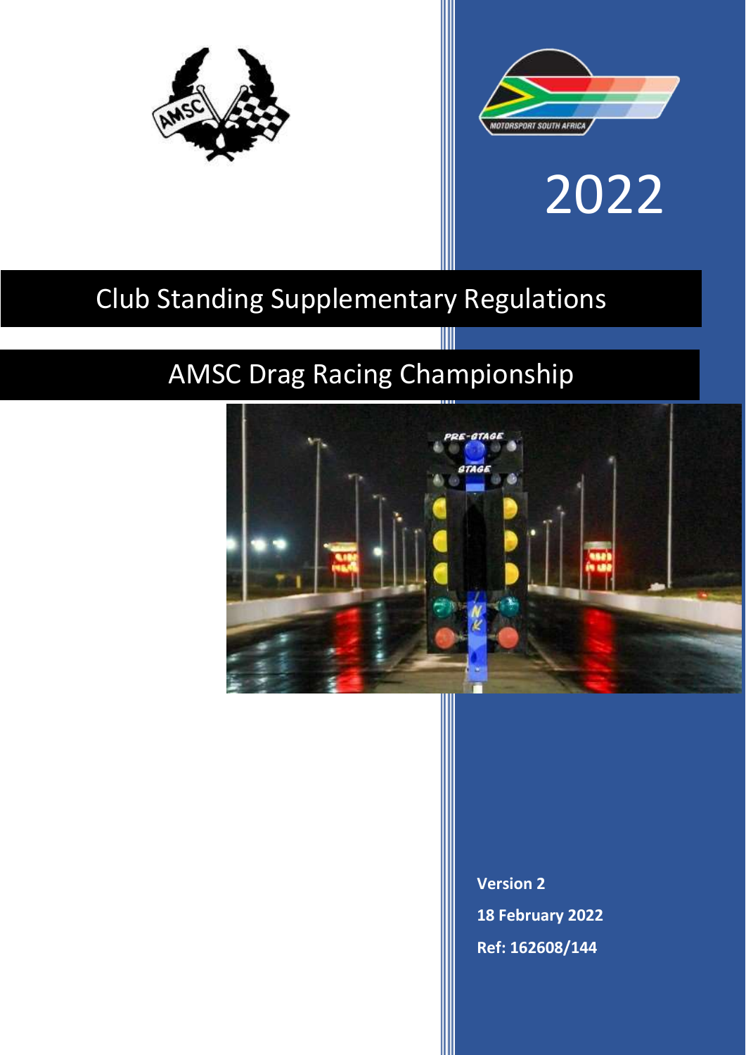2022

# Club Standing Supplementary Regulations

## AMSC Drag Racing Championship

**Version 2**

**18 February 2022**

**Ref: 162608/144**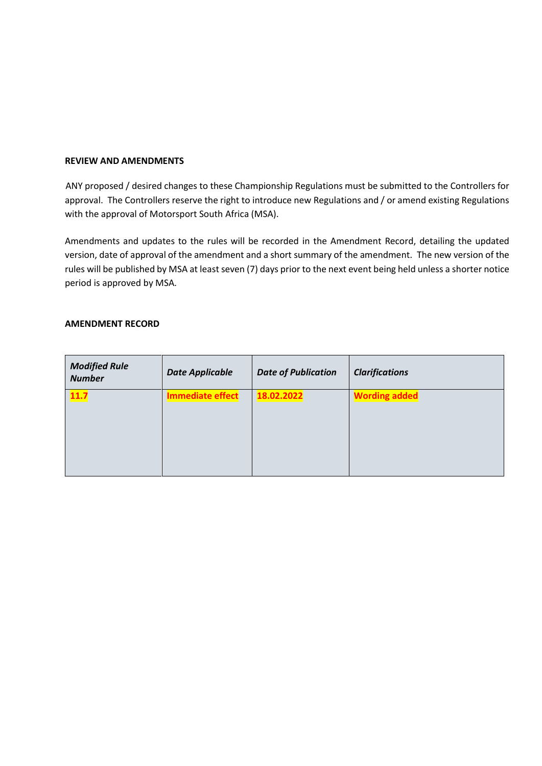**REVIEW AND AMENDMENTS**

ANY proposed / desired changes to these Championship Regulations must be submitted to the Controllers for approval. The Controllers reserve the right to introduce new Regulations and / or amend existing Regulations with the approval of Motorsport South Africa (MSA).

Amendments and updates to the rules will be recorded in the Amendment Record, detailing the updated version, date of approval of the amendment and a short summary of the amendment. The new version of the rules will be published by MSA at least seven (7) days prior to the next event being held unless a shorter notice period is approved by MSA.

**AMENDMENT RECORD**

| ***Modified Rule Number*** | ***Date Applicable*** | ***Date of Publication*** | ***Clarifications*** |
|---|---|---|---|
| **11.7** | **Immediate effect** | **18.02.2022** | **Wording added** |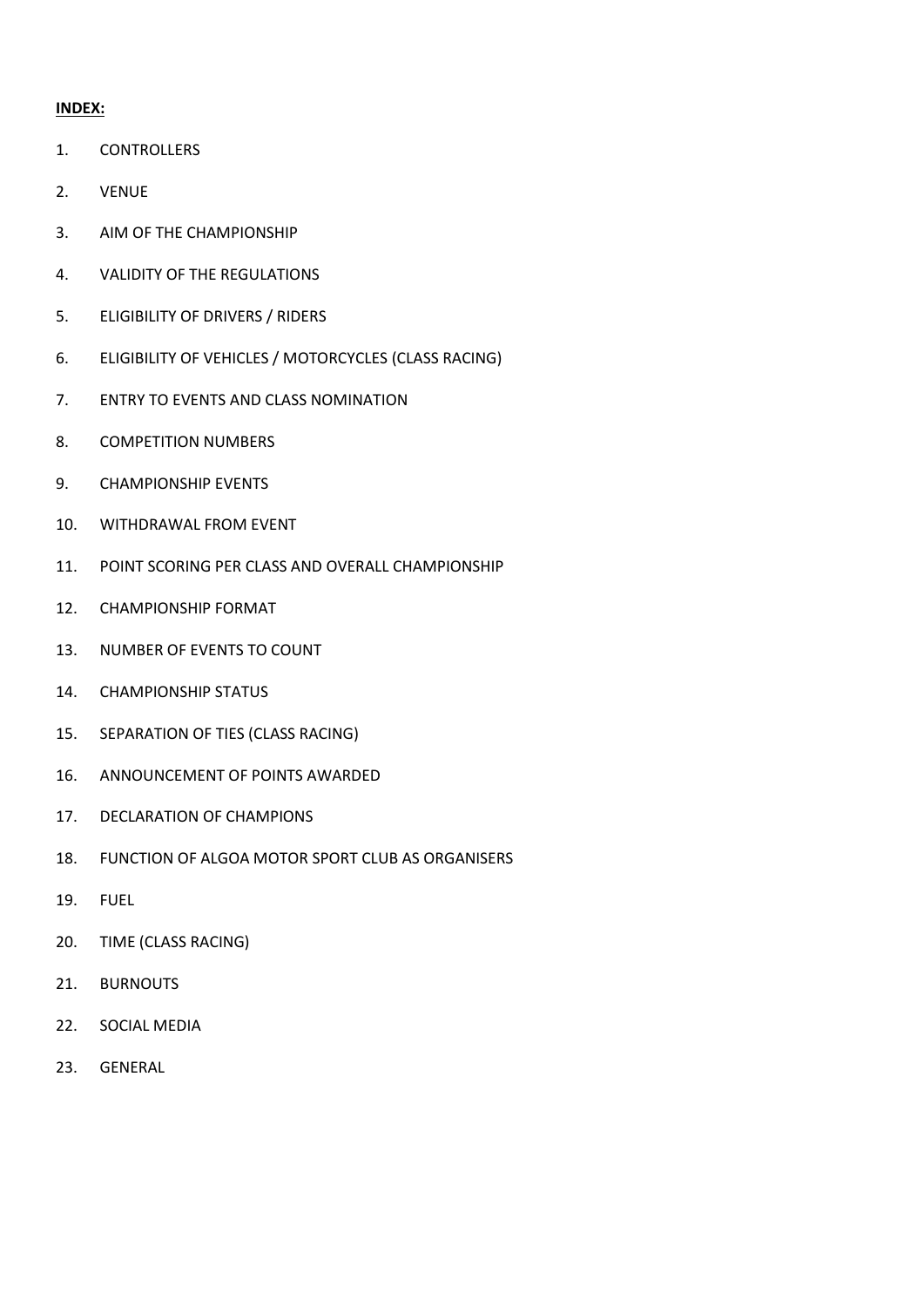**INDEX:**

1. CONTROLLERS
2. VENUE
3. AIM OF THE CHAMPIONSHIP
4. VALIDITY OF THE REGULATIONS
5. ELIGIBILITY OF DRIVERS / RIDERS
6. ELIGIBILITY OF VEHICLES / MOTORCYCLES (CLASS RACING)
7. ENTRY TO EVENTS AND CLASS NOMINATION
8. COMPETITION NUMBERS
9. CHAMPIONSHIP EVENTS
10. WITHDRAWAL FROM EVENT
11. POINT SCORING PER CLASS AND OVERALL CHAMPIONSHIP
12. CHAMPIONSHIP FORMAT
13. NUMBER OF EVENTS TO COUNT
14. CHAMPIONSHIP STATUS
15. SEPARATION OF TIES (CLASS RACING)
16. ANNOUNCEMENT OF POINTS AWARDED
17. DECLARATION OF CHAMPIONS
18. FUNCTION OF ALGOA MOTOR SPORT CLUB AS ORGANISERS
19. FUEL
20. TIME (CLASS RACING)
21. BURNOUTS
22. SOCIAL MEDIA
23. GENERAL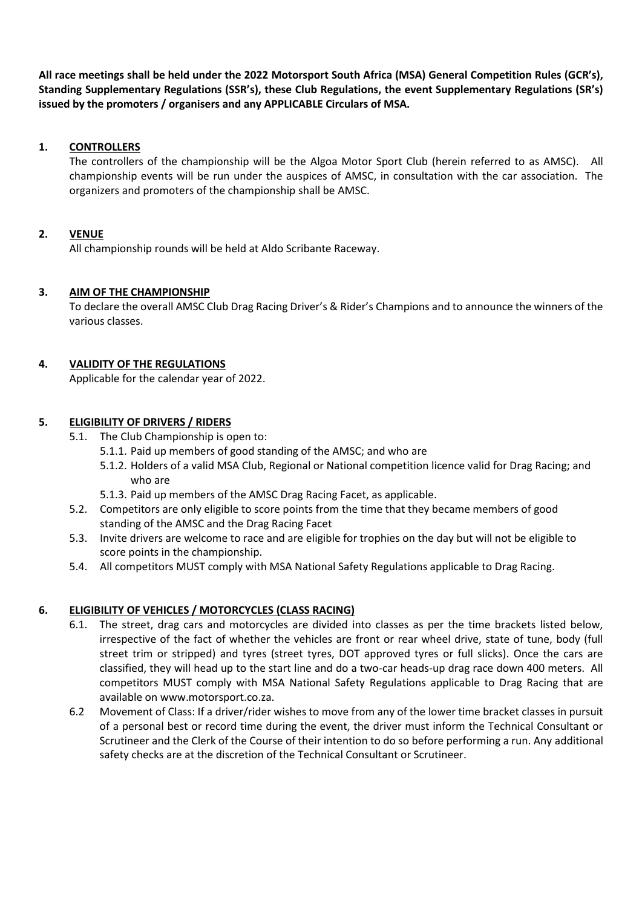**All race meetings shall be held under the 2022 Motorsport South Africa (MSA) General Competition Rules (GCR's), Standing Supplementary Regulations (SSR's), these Club Regulations, the event Supplementary Regulations (SR's) issued by the promoters / organisers and any APPLICABLE Circulars of MSA.**

## 1. CONTROLLERS

The controllers of the championship will be the Algoa Motor Sport Club (herein referred to as AMSC). All championship events will be run under the auspices of AMSC, in consultation with the car association. The organizers and promoters of the championship shall be AMSC.

## 2. VENUE

All championship rounds will be held at Aldo Scribante Raceway.

## 3. AIM OF THE CHAMPIONSHIP

To declare the overall AMSC Club Drag Racing Driver's & Rider's Champions and to announce the winners of the various classes.

## 4. VALIDITY OF THE REGULATIONS

Applicable for the calendar year of 2022.

## 5. ELIGIBILITY OF DRIVERS / RIDERS

- 5.1. The Club Championship is open to:
  - 5.1.1. Paid up members of good standing of the AMSC; and who are
  - 5.1.2. Holders of a valid MSA Club, Regional or National competition licence valid for Drag Racing; and who are
  - 5.1.3. Paid up members of the AMSC Drag Racing Facet, as applicable.
- 5.2. Competitors are only eligible to score points from the time that they became members of good standing of the AMSC and the Drag Racing Facet
- 5.3. Invite drivers are welcome to race and are eligible for trophies on the day but will not be eligible to score points in the championship.
- 5.4. All competitors MUST comply with MSA National Safety Regulations applicable to Drag Racing.

## 6. ELIGIBILITY OF VEHICLES / MOTORCYCLES (CLASS RACING)

- 6.1. The street, drag cars and motorcycles are divided into classes as per the time brackets listed below, irrespective of the fact of whether the vehicles are front or rear wheel drive, state of tune, body (full street trim or stripped) and tyres (street tyres, DOT approved tyres or full slicks). Once the cars are classified, they will head up to the start line and do a two-car heads-up drag race down 400 meters. All competitors MUST comply with MSA National Safety Regulations applicable to Drag Racing that are available on www.motorsport.co.za.
- 6.2 Movement of Class: If a driver/rider wishes to move from any of the lower time bracket classes in pursuit of a personal best or record time during the event, the driver must inform the Technical Consultant or Scrutineer and the Clerk of the Course of their intention to do so before performing a run. Any additional safety checks are at the discretion of the Technical Consultant or Scrutineer.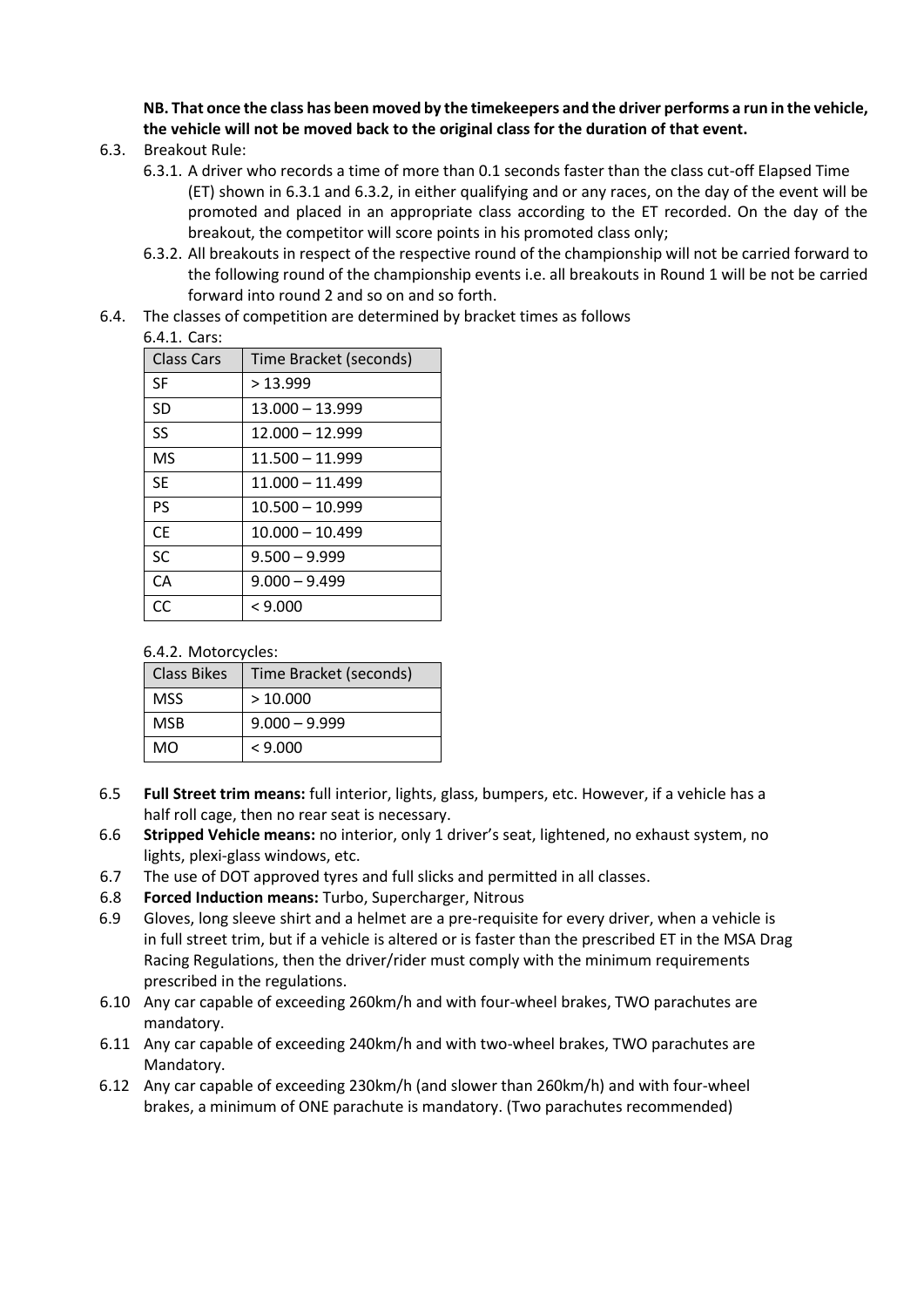**NB. That once the class has been moved by the timekeepers and the driver performs a run in the vehicle, the vehicle will not be moved back to the original class for the duration of that event.**

6.3. Breakout Rule:

6.3.1. A driver who records a time of more than 0.1 seconds faster than the class cut-off Elapsed Time (ET) shown in 6.3.1 and 6.3.2, in either qualifying and or any races, on the day of the event will be promoted and placed in an appropriate class according to the ET recorded. On the day of the breakout, the competitor will score points in his promoted class only;

6.3.2. All breakouts in respect of the respective round of the championship will not be carried forward to the following round of the championship events i.e. all breakouts in Round 1 will be not be carried forward into round 2 and so on and so forth.

6.4. The classes of competition are determined by bracket times as follows

6.4.1. Cars:

| Class Cars | Time Bracket (seconds) |
|---|---|
| SF | > 13.999 |
| SD | 13.000 – 13.999 |
| SS | 12.000 – 12.999 |
| MS | 11.500 – 11.999 |
| SE | 11.000 – 11.499 |
| PS | 10.500 – 10.999 |
| CE | 10.000 – 10.499 |
| SC | 9.500 – 9.999 |
| CA | 9.000 – 9.499 |
| CC | < 9.000 |

6.4.2. Motorcycles:

| Class Bikes | Time Bracket (seconds) |
|---|---|
| MSS | > 10.000 |
| MSB | 9.000 – 9.999 |
| MO | < 9.000 |

6.5 **Full Street trim means:** full interior, lights, glass, bumpers, etc. However, if a vehicle has a half roll cage, then no rear seat is necessary.

6.6 **Stripped Vehicle means:** no interior, only 1 driver's seat, lightened, no exhaust system, no lights, plexi-glass windows, etc.

6.7 The use of DOT approved tyres and full slicks and permitted in all classes.

6.8 **Forced Induction means:** Turbo, Supercharger, Nitrous

6.9 Gloves, long sleeve shirt and a helmet are a pre-requisite for every driver, when a vehicle is in full street trim, but if a vehicle is altered or is faster than the prescribed ET in the MSA Drag Racing Regulations, then the driver/rider must comply with the minimum requirements prescribed in the regulations.

6.10 Any car capable of exceeding 260km/h and with four-wheel brakes, TWO parachutes are mandatory.

6.11 Any car capable of exceeding 240km/h and with two-wheel brakes, TWO parachutes are Mandatory.

6.12 Any car capable of exceeding 230km/h (and slower than 260km/h) and with four-wheel brakes, a minimum of ONE parachute is mandatory. (Two parachutes recommended)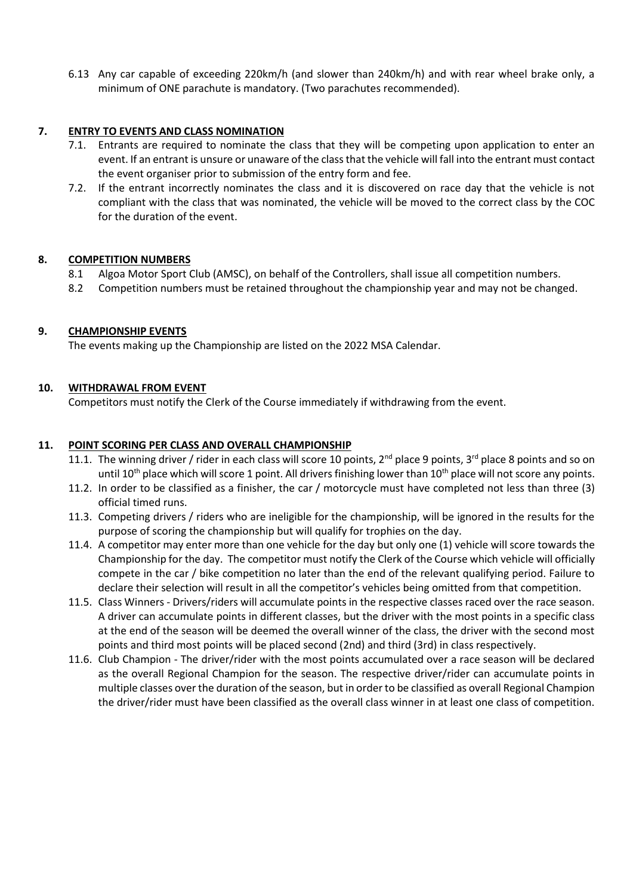6.13 Any car capable of exceeding 220km/h (and slower than 240km/h) and with rear wheel brake only, a minimum of ONE parachute is mandatory. (Two parachutes recommended).

## 7. ENTRY TO EVENTS AND CLASS NOMINATION

7.1. Entrants are required to nominate the class that they will be competing upon application to enter an event. If an entrant is unsure or unaware of the class that the vehicle will fall into the entrant must contact the event organiser prior to submission of the entry form and fee.

7.2. If the entrant incorrectly nominates the class and it is discovered on race day that the vehicle is not compliant with the class that was nominated, the vehicle will be moved to the correct class by the COC for the duration of the event.

## 8. COMPETITION NUMBERS

8.1 Algoa Motor Sport Club (AMSC), on behalf of the Controllers, shall issue all competition numbers.

8.2 Competition numbers must be retained throughout the championship year and may not be changed.

## 9. CHAMPIONSHIP EVENTS

The events making up the Championship are listed on the 2022 MSA Calendar.

## 10. WITHDRAWAL FROM EVENT

Competitors must notify the Clerk of the Course immediately if withdrawing from the event.

## 11. POINT SCORING PER CLASS AND OVERALL CHAMPIONSHIP

11.1. The winning driver / rider in each class will score 10 points, 2nd place 9 points, 3rd place 8 points and so on until 10th place which will score 1 point. All drivers finishing lower than 10th place will not score any points.

11.2. In order to be classified as a finisher, the car / motorcycle must have completed not less than three (3) official timed runs.

11.3. Competing drivers / riders who are ineligible for the championship, will be ignored in the results for the purpose of scoring the championship but will qualify for trophies on the day.

11.4. A competitor may enter more than one vehicle for the day but only one (1) vehicle will score towards the Championship for the day. The competitor must notify the Clerk of the Course which vehicle will officially compete in the car / bike competition no later than the end of the relevant qualifying period. Failure to declare their selection will result in all the competitor's vehicles being omitted from that competition.

11.5. Class Winners - Drivers/riders will accumulate points in the respective classes raced over the race season. A driver can accumulate points in different classes, but the driver with the most points in a specific class at the end of the season will be deemed the overall winner of the class, the driver with the second most points and third most points will be placed second (2nd) and third (3rd) in class respectively.

11.6. Club Champion - The driver/rider with the most points accumulated over a race season will be declared as the overall Regional Champion for the season. The respective driver/rider can accumulate points in multiple classes over the duration of the season, but in order to be classified as overall Regional Champion the driver/rider must have been classified as the overall class winner in at least one class of competition.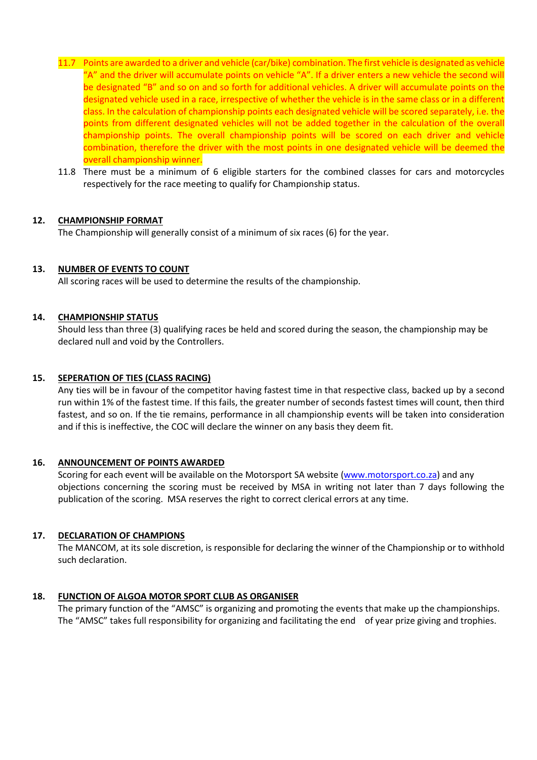11.7 Points are awarded to a driver and vehicle (car/bike) combination. The first vehicle is designated as vehicle "A" and the driver will accumulate points on vehicle "A". If a driver enters a new vehicle the second will be designated "B" and so on and so forth for additional vehicles. A driver will accumulate points on the designated vehicle used in a race, irrespective of whether the vehicle is in the same class or in a different class. In the calculation of championship points each designated vehicle will be scored separately, i.e. the points from different designated vehicles will not be added together in the calculation of the overall championship points. The overall championship points will be scored on each driver and vehicle combination, therefore the driver with the most points in one designated vehicle will be deemed the overall championship winner.

11.8 There must be a minimum of 6 eligible starters for the combined classes for cars and motorcycles respectively for the race meeting to qualify for Championship status.

## 12. CHAMPIONSHIP FORMAT

The Championship will generally consist of a minimum of six races (6) for the year.

## 13. NUMBER OF EVENTS TO COUNT

All scoring races will be used to determine the results of the championship.

## 14. CHAMPIONSHIP STATUS

Should less than three (3) qualifying races be held and scored during the season, the championship may be declared null and void by the Controllers.

## 15. SEPERATION OF TIES (CLASS RACING)

Any ties will be in favour of the competitor having fastest time in that respective class, backed up by a second run within 1% of the fastest time. If this fails, the greater number of seconds fastest times will count, then third fastest, and so on. If the tie remains, performance in all championship events will be taken into consideration and if this is ineffective, the COC will declare the winner on any basis they deem fit.

## 16. ANNOUNCEMENT OF POINTS AWARDED

Scoring for each event will be available on the Motorsport SA website (www.motorsport.co.za) and any objections concerning the scoring must be received by MSA in writing not later than 7 days following the publication of the scoring. MSA reserves the right to correct clerical errors at any time.

## 17. DECLARATION OF CHAMPIONS

The MANCOM, at its sole discretion, is responsible for declaring the winner of the Championship or to withhold such declaration.

## 18. FUNCTION OF ALGOA MOTOR SPORT CLUB AS ORGANISER

The primary function of the "AMSC" is organizing and promoting the events that make up the championships. The "AMSC" takes full responsibility for organizing and facilitating the end of year prize giving and trophies.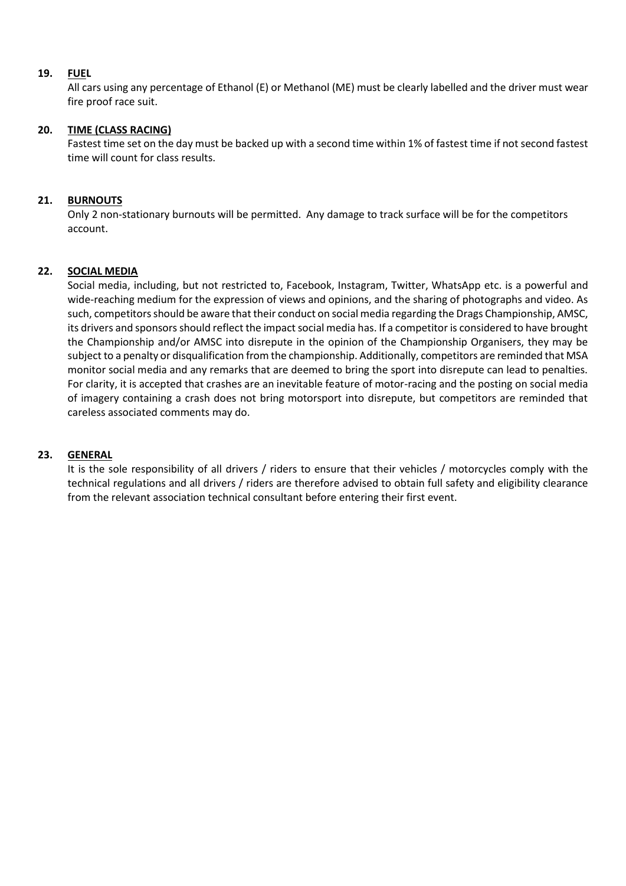**19. FUEL**

All cars using any percentage of Ethanol (E) or Methanol (ME) must be clearly labelled and the driver must wear fire proof race suit.

**20. TIME (CLASS RACING)**

Fastest time set on the day must be backed up with a second time within 1% of fastest time if not second fastest time will count for class results.

**21. BURNOUTS**

Only 2 non-stationary burnouts will be permitted. Any damage to track surface will be for the competitors account.

**22. SOCIAL MEDIA**

Social media, including, but not restricted to, Facebook, Instagram, Twitter, WhatsApp etc. is a powerful and wide-reaching medium for the expression of views and opinions, and the sharing of photographs and video. As such, competitors should be aware that their conduct on social media regarding the Drags Championship, AMSC, its drivers and sponsors should reflect the impact social media has. If a competitor is considered to have brought the Championship and/or AMSC into disrepute in the opinion of the Championship Organisers, they may be subject to a penalty or disqualification from the championship. Additionally, competitors are reminded that MSA monitor social media and any remarks that are deemed to bring the sport into disrepute can lead to penalties. For clarity, it is accepted that crashes are an inevitable feature of motor-racing and the posting on social media of imagery containing a crash does not bring motorsport into disrepute, but competitors are reminded that careless associated comments may do.

**23. GENERAL**

It is the sole responsibility of all drivers / riders to ensure that their vehicles / motorcycles comply with the technical regulations and all drivers / riders are therefore advised to obtain full safety and eligibility clearance from the relevant association technical consultant before entering their first event.